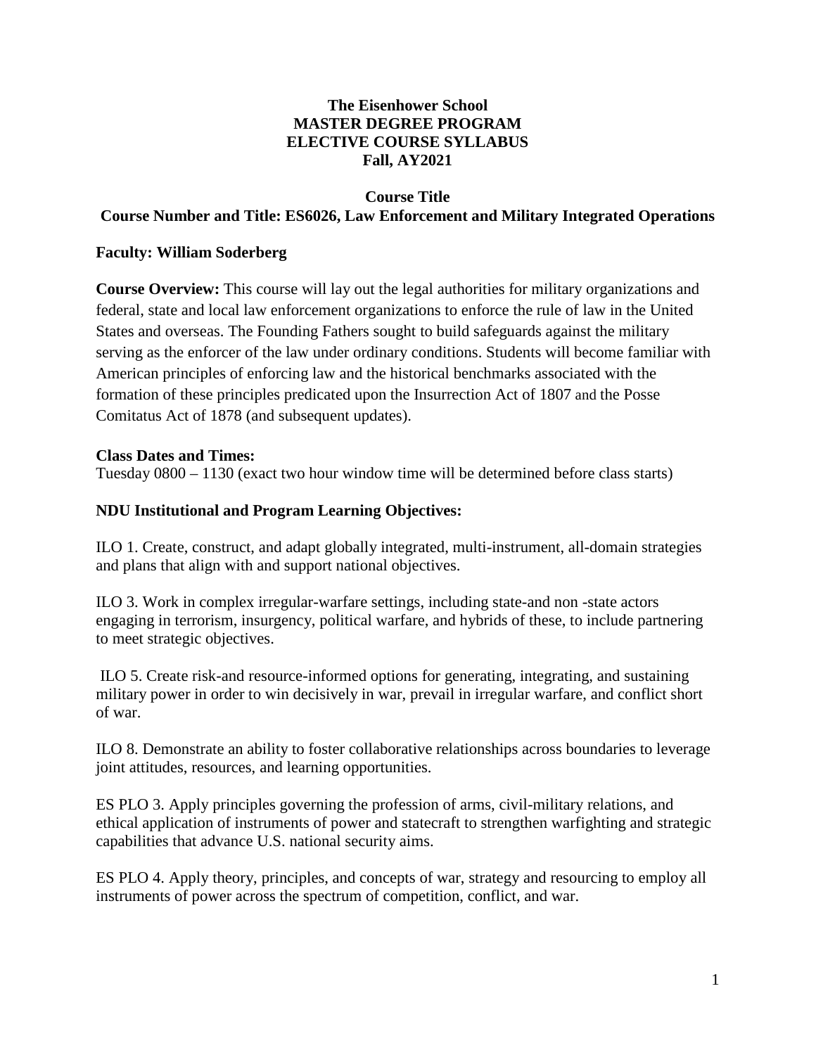**The Eisenhower School**
**MASTER DEGREE PROGRAM**
**ELECTIVE COURSE SYLLABUS**
**Fall, AY2021**

**Course Title**
**Course Number and Title: ES6026, Law Enforcement and Military Integrated Operations**

**Faculty: William Soderberg**

**Course Overview:** This course will lay out the legal authorities for military organizations and federal, state and local law enforcement organizations to enforce the rule of law in the United States and overseas. The Founding Fathers sought to build safeguards against the military serving as the enforcer of the law under ordinary conditions. Students will become familiar with American principles of enforcing law and the historical benchmarks associated with the formation of these principles predicated upon the Insurrection Act of 1807 and the Posse Comitatus Act of 1878 (and subsequent updates).

**Class Dates and Times:**
Tuesday 0800 – 1130 (exact two hour window time will be determined before class starts)

**NDU Institutional and Program Learning Objectives:**

ILO 1. Create, construct, and adapt globally integrated, multi-instrument, all-domain strategies and plans that align with and support national objectives.

ILO 3. Work in complex irregular-warfare settings, including state-and non -state actors engaging in terrorism, insurgency, political warfare, and hybrids of these, to include partnering to meet strategic objectives.

ILO 5. Create risk-and resource-informed options for generating, integrating, and sustaining military power in order to win decisively in war, prevail in irregular warfare, and conflict short of war.

ILO 8. Demonstrate an ability to foster collaborative relationships across boundaries to leverage joint attitudes, resources, and learning opportunities.

ES PLO 3. Apply principles governing the profession of arms, civil-military relations, and ethical application of instruments of power and statecraft to strengthen warfighting and strategic capabilities that advance U.S. national security aims.

ES PLO 4. Apply theory, principles, and concepts of war, strategy and resourcing to employ all instruments of power across the spectrum of competition, conflict, and war.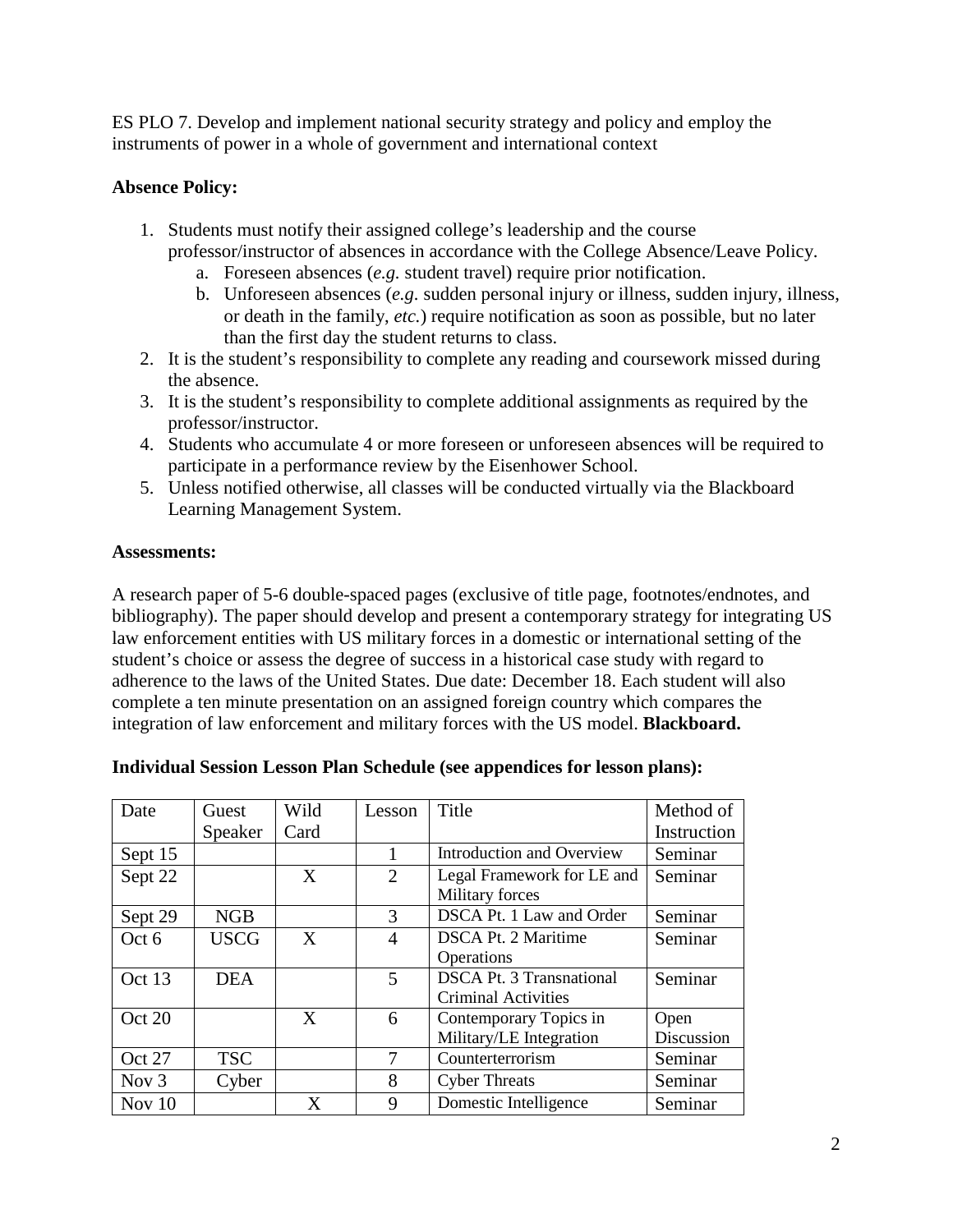ES PLO 7. Develop and implement national security strategy and policy and employ the instruments of power in a whole of government and international context

**Absence Policy:**

1. Students must notify their assigned college's leadership and the course professor/instructor of absences in accordance with the College Absence/Leave Policy.
    a. Foreseen absences (*e.g.* student travel) require prior notification.
    b. Unforeseen absences (*e.g.* sudden personal injury or illness, sudden injury, illness, or death in the family, *etc.*) require notification as soon as possible, but no later than the first day the student returns to class.
2. It is the student's responsibility to complete any reading and coursework missed during the absence.
3. It is the student's responsibility to complete additional assignments as required by the professor/instructor.
4. Students who accumulate 4 or more foreseen or unforeseen absences will be required to participate in a performance review by the Eisenhower School.
5. Unless notified otherwise, all classes will be conducted virtually via the Blackboard Learning Management System.

**Assessments:**

A research paper of 5-6 double-spaced pages (exclusive of title page, footnotes/endnotes, and bibliography). The paper should develop and present a contemporary strategy for integrating US law enforcement entities with US military forces in a domestic or international setting of the student's choice or assess the degree of success in a historical case study with regard to adherence to the laws of the United States. Due date: December 18. Each student will also complete a ten minute presentation on an assigned foreign country which compares the integration of law enforcement and military forces with the US model. **Blackboard.**

**Individual Session Lesson Plan Schedule (see appendices for lesson plans):**

| Date | Guest Speaker | Wild Card | Lesson | Title | Method of Instruction |
|---|---|---|---|---|---|
| Sept 15 | | | 1 | Introduction and Overview | Seminar |
| Sept 22 | | X | 2 | Legal Framework for LE and Military forces | Seminar |
| Sept 29 | NGB | | 3 | DSCA Pt. 1 Law and Order | Seminar |
| Oct 6 | USCG | X | 4 | DSCA Pt. 2 Maritime Operations | Seminar |
| Oct 13 | DEA | | 5 | DSCA Pt. 3 Transnational Criminal Activities | Seminar |
| Oct 20 | | X | 6 | Contemporary Topics in Military/LE Integration | Open Discussion |
| Oct 27 | TSC | | 7 | Counterterrorism | Seminar |
| Nov 3 | Cyber | | 8 | Cyber Threats | Seminar |
| Nov 10 | | X | 9 | Domestic Intelligence | Seminar |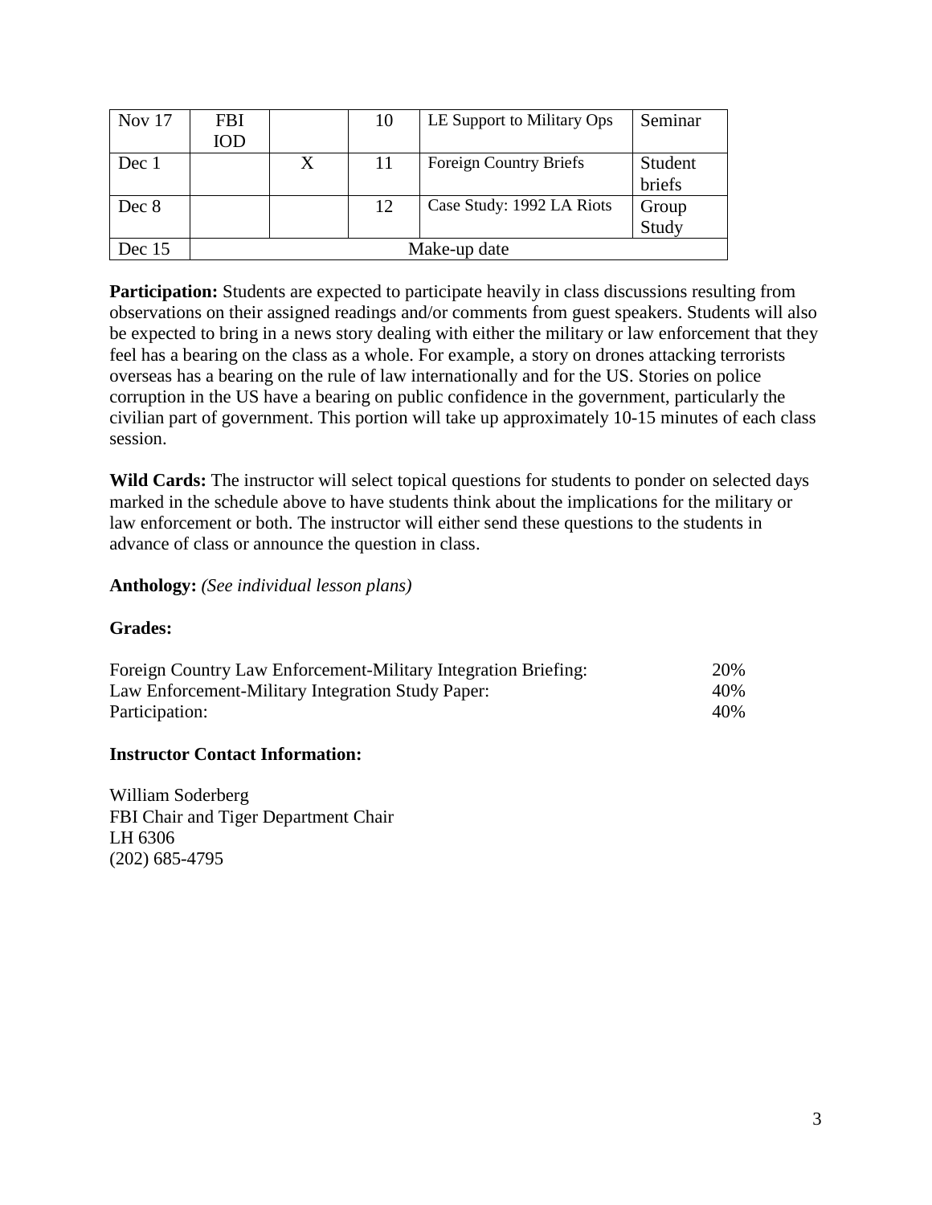| Nov 17 | FBI IOD | | 10 | LE Support to Military Ops | Seminar |
|---|---|---|---|---|---|
| Dec 1 | | X | 11 | Foreign Country Briefs | Student briefs |
| Dec 8 | | | 12 | Case Study: 1992 LA Riots | Group Study |
| Dec 15 | Make-up date | | | | |

**Participation:** Students are expected to participate heavily in class discussions resulting from observations on their assigned readings and/or comments from guest speakers. Students will also be expected to bring in a news story dealing with either the military or law enforcement that they feel has a bearing on the class as a whole. For example, a story on drones attacking terrorists overseas has a bearing on the rule of law internationally and for the US. Stories on police corruption in the US have a bearing on public confidence in the government, particularly the civilian part of government. This portion will take up approximately 10-15 minutes of each class session.

**Wild Cards:** The instructor will select topical questions for students to ponder on selected days marked in the schedule above to have students think about the implications for the military or law enforcement or both. The instructor will either send these questions to the students in advance of class or announce the question in class.

**Anthology:** *(See individual lesson plans)*

**Grades:**

| | |
|---|---|
| Foreign Country Law Enforcement-Military Integration Briefing: | 20% |
| Law Enforcement-Military Integration Study Paper: | 40% |
| Participation: | 40% |

**Instructor Contact Information:**

William Soderberg
FBI Chair and Tiger Department Chair
LH 6306
(202) 685-4795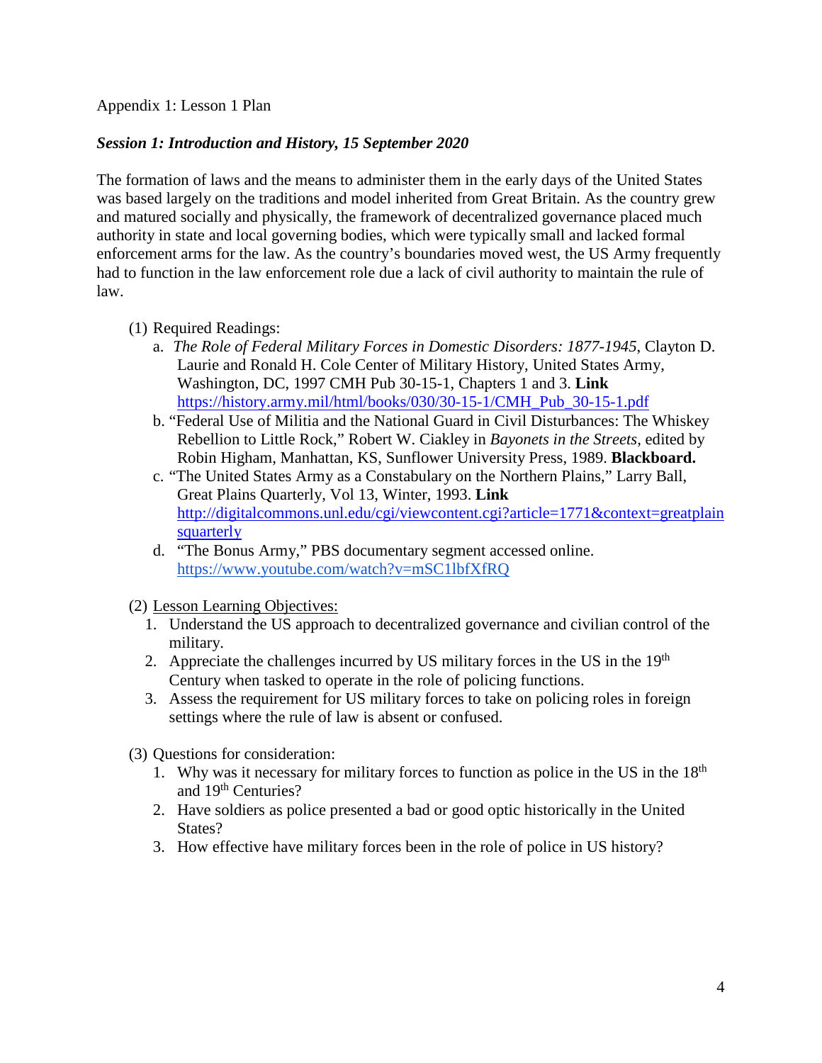Appendix 1: Lesson 1 Plan

***Session 1: Introduction and History, 15 September 2020***

The formation of laws and the means to administer them in the early days of the United States was based largely on the traditions and model inherited from Great Britain. As the country grew and matured socially and physically, the framework of decentralized governance placed much authority in state and local governing bodies, which were typically small and lacked formal enforcement arms for the law. As the country's boundaries moved west, the US Army frequently had to function in the law enforcement role due a lack of civil authority to maintain the rule of law.

(1) Required Readings:
  a. *The Role of Federal Military Forces in Domestic Disorders: 1877-1945*, Clayton D. Laurie and Ronald H. Cole Center of Military History, United States Army, Washington, DC, 1997 CMH Pub 30-15-1, Chapters 1 and 3. **Link** https://history.army.mil/html/books/030/30-15-1/CMH_Pub_30-15-1.pdf
  b. "Federal Use of Militia and the National Guard in Civil Disturbances: The Whiskey Rebellion to Little Rock," Robert W. Ciakley in *Bayonets in the Streets*, edited by Robin Higham, Manhattan, KS, Sunflower University Press, 1989. **Blackboard.**
  c. "The United States Army as a Constabulary on the Northern Plains," Larry Ball, Great Plains Quarterly, Vol 13, Winter, 1993. **Link** http://digitalcommons.unl.edu/cgi/viewcontent.cgi?article=1771&context=greatplainsquarterly
  d. "The Bonus Army," PBS documentary segment accessed online. https://www.youtube.com/watch?v=mSC1lbfXfRQ

(2) Lesson Learning Objectives:
  1. Understand the US approach to decentralized governance and civilian control of the military.
  2. Appreciate the challenges incurred by US military forces in the US in the 19th Century when tasked to operate in the role of policing functions.
  3. Assess the requirement for US military forces to take on policing roles in foreign settings where the rule of law is absent or confused.

(3) Questions for consideration:
  1. Why was it necessary for military forces to function as police in the US in the 18th and 19th Centuries?
  2. Have soldiers as police presented a bad or good optic historically in the United States?
  3. How effective have military forces been in the role of police in US history?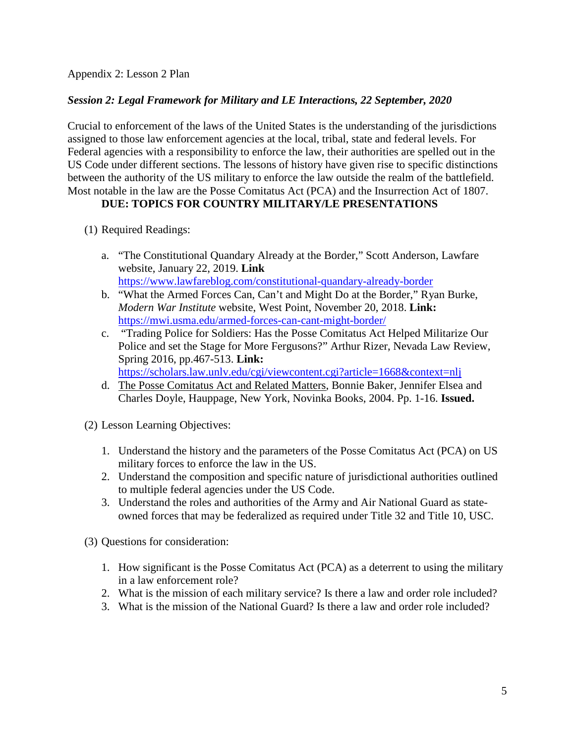Appendix 2: Lesson 2 Plan

***Session 2: Legal Framework for Military and LE Interactions, 22 September, 2020***

Crucial to enforcement of the laws of the United States is the understanding of the jurisdictions assigned to those law enforcement agencies at the local, tribal, state and federal levels. For Federal agencies with a responsibility to enforce the law, their authorities are spelled out in the US Code under different sections. The lessons of history have given rise to specific distinctions between the authority of the US military to enforce the law outside the realm of the battlefield. Most notable in the law are the Posse Comitatus Act (PCA) and the Insurrection Act of 1807.

**DUE: TOPICS FOR COUNTRY MILITARY/LE PRESENTATIONS**

(1) Required Readings:

a. "The Constitutional Quandary Already at the Border," Scott Anderson, Lawfare website, January 22, 2019. **Link** https://www.lawfareblog.com/constitutional-quandary-already-border
b. "What the Armed Forces Can, Can't and Might Do at the Border," Ryan Burke, *Modern War Institute* website, West Point, November 20, 2018. **Link:** https://mwi.usma.edu/armed-forces-can-cant-might-border/
c. "Trading Police for Soldiers: Has the Posse Comitatus Act Helped Militarize Our Police and set the Stage for More Fergusons?" Arthur Rizer, Nevada Law Review, Spring 2016, pp.467-513. **Link:** https://scholars.law.unlv.edu/cgi/viewcontent.cgi?article=1668&context=nlj
d. The Posse Comitatus Act and Related Matters, Bonnie Baker, Jennifer Elsea and Charles Doyle, Hauppage, New York, Novinka Books, 2004. Pp. 1-16. **Issued.**

(2) Lesson Learning Objectives:

1. Understand the history and the parameters of the Posse Comitatus Act (PCA) on US military forces to enforce the law in the US.
2. Understand the composition and specific nature of jurisdictional authorities outlined to multiple federal agencies under the US Code.
3. Understand the roles and authorities of the Army and Air National Guard as state-owned forces that may be federalized as required under Title 32 and Title 10, USC.

(3) Questions for consideration:

1. How significant is the Posse Comitatus Act (PCA) as a deterrent to using the military in a law enforcement role?
2. What is the mission of each military service? Is there a law and order role included?
3. What is the mission of the National Guard? Is there a law and order role included?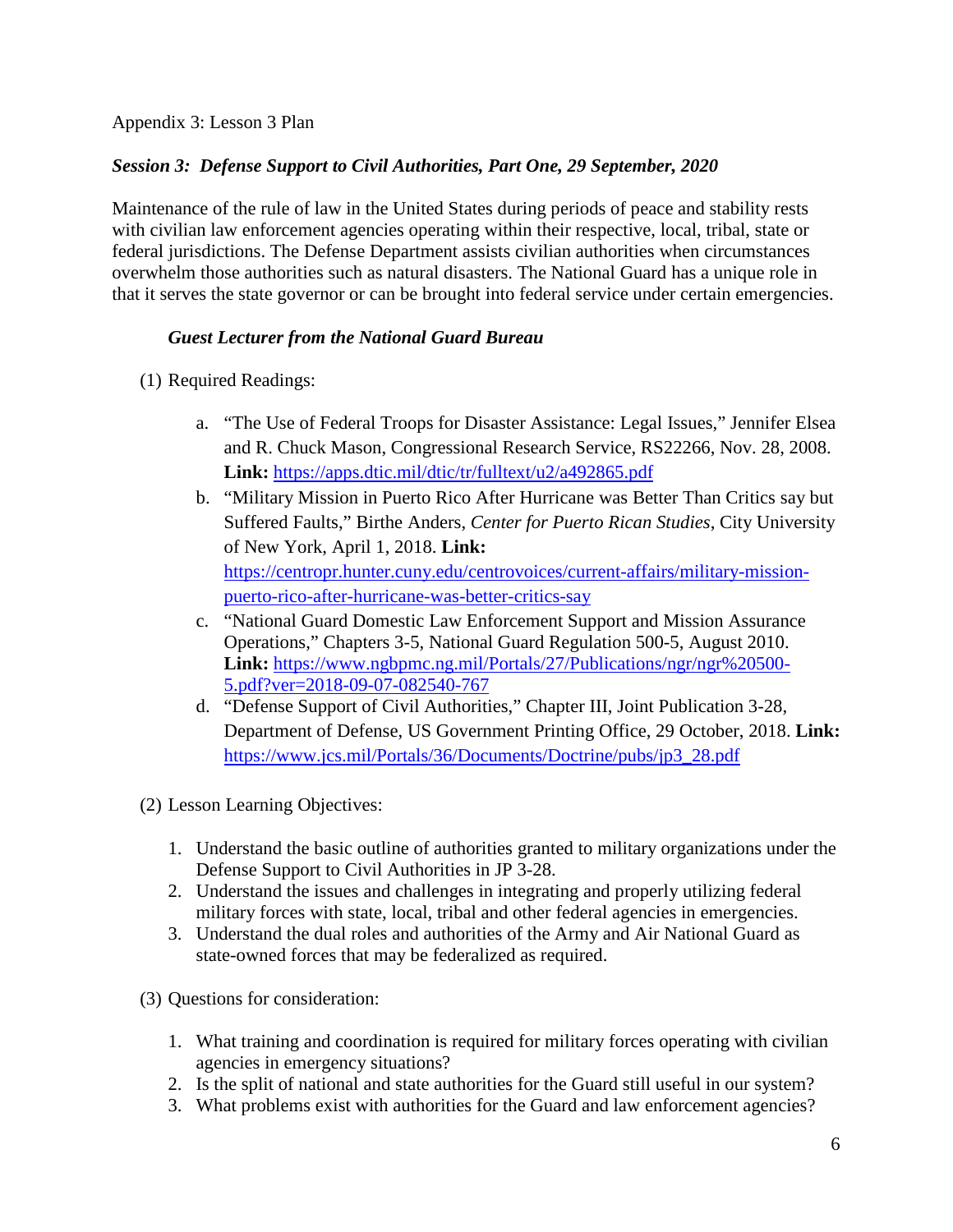Appendix 3: Lesson 3 Plan

*Session 3: Defense Support to Civil Authorities, Part One, 29 September, 2020*

Maintenance of the rule of law in the United States during periods of peace and stability rests with civilian law enforcement agencies operating within their respective, local, tribal, state or federal jurisdictions. The Defense Department assists civilian authorities when circumstances overwhelm those authorities such as natural disasters. The National Guard has a unique role in that it serves the state governor or can be brought into federal service under certain emergencies.

*Guest Lecturer from the National Guard Bureau*

(1) Required Readings:

a. "The Use of Federal Troops for Disaster Assistance: Legal Issues," Jennifer Elsea and R. Chuck Mason, Congressional Research Service, RS22266, Nov. 28, 2008. **Link:** https://apps.dtic.mil/dtic/tr/fulltext/u2/a492865.pdf
b. "Military Mission in Puerto Rico After Hurricane was Better Than Critics say but Suffered Faults," Birthe Anders, *Center for Puerto Rican Studies*, City University of New York, April 1, 2018. **Link:** https://centropr.hunter.cuny.edu/centrovoices/current-affairs/military-mission-puerto-rico-after-hurricane-was-better-critics-say
c. "National Guard Domestic Law Enforcement Support and Mission Assurance Operations," Chapters 3-5, National Guard Regulation 500-5, August 2010. **Link:** https://www.ngbpmc.ng.mil/Portals/27/Publications/ngr/ngr%20500-5.pdf?ver=2018-09-07-082540-767
d. "Defense Support of Civil Authorities," Chapter III, Joint Publication 3-28, Department of Defense, US Government Printing Office, 29 October, 2018. **Link:** https://www.jcs.mil/Portals/36/Documents/Doctrine/pubs/jp3_28.pdf

(2) Lesson Learning Objectives:

1. Understand the basic outline of authorities granted to military organizations under the Defense Support to Civil Authorities in JP 3-28.
2. Understand the issues and challenges in integrating and properly utilizing federal military forces with state, local, tribal and other federal agencies in emergencies.
3. Understand the dual roles and authorities of the Army and Air National Guard as state-owned forces that may be federalized as required.

(3) Questions for consideration:

1. What training and coordination is required for military forces operating with civilian agencies in emergency situations?
2. Is the split of national and state authorities for the Guard still useful in our system?
3. What problems exist with authorities for the Guard and law enforcement agencies?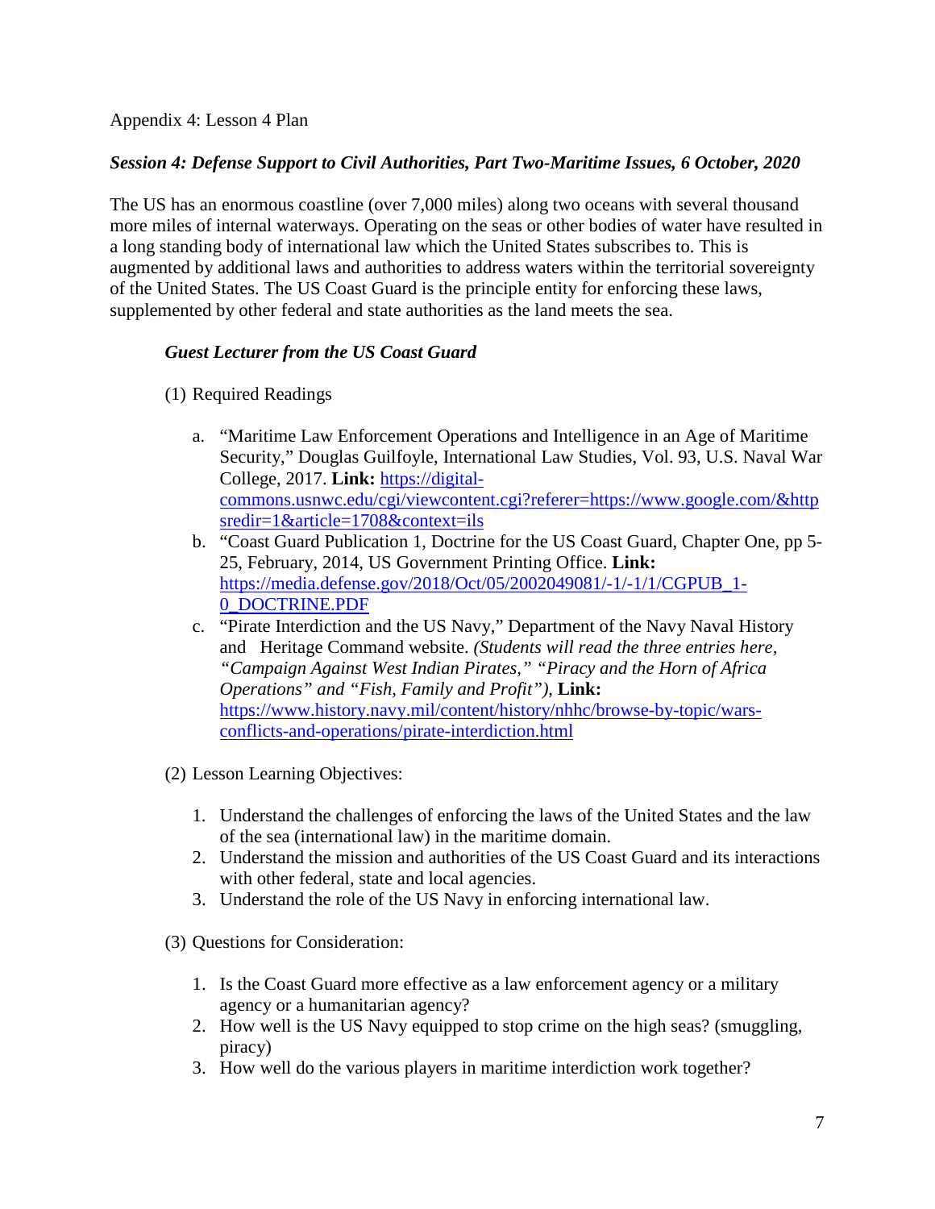Appendix 4: Lesson 4 Plan

***Session 4: Defense Support to Civil Authorities, Part Two-Maritime Issues, 6 October, 2020***

The US has an enormous coastline (over 7,000 miles) along two oceans with several thousand more miles of internal waterways. Operating on the seas or other bodies of water have resulted in a long standing body of international law which the United States subscribes to. This is augmented by additional laws and authorities to address waters within the territorial sovereignty of the United States. The US Coast Guard is the principle entity for enforcing these laws, supplemented by other federal and state authorities as the land meets the sea.

***Guest Lecturer from the US Coast Guard***

(1) Required Readings

a. "Maritime Law Enforcement Operations and Intelligence in an Age of Maritime Security," Douglas Guilfoyle, International Law Studies, Vol. 93, U.S. Naval War College, 2017. **Link:** [https://digital-commons.usnwc.edu/cgi/viewcontent.cgi?referer=https://www.google.com/&httpsredir=1&article=1708&context=ils](https://digital-commons.usnwc.edu/cgi/viewcontent.cgi?referer=https://www.google.com/&httpsredir=1&article=1708&context=ils)

b. "Coast Guard Publication 1, Doctrine for the US Coast Guard, Chapter One, pp 5-25, February, 2014, US Government Printing Office. **Link:** [https://media.defense.gov/2018/Oct/05/2002049081/-1/-1/1/CGPUB_1-0_DOCTRINE.PDF](https://media.defense.gov/2018/Oct/05/2002049081/-1/-1/1/CGPUB_1-0_DOCTRINE.PDF)

c. "Pirate Interdiction and the US Navy," Department of the Navy Naval History and Heritage Command website. *(Students will read the three entries here, "Campaign Against West Indian Pirates," "Piracy and the Horn of Africa Operations" and "Fish, Family and Profit")*, **Link:** [https://www.history.navy.mil/content/history/nhhc/browse-by-topic/wars-conflicts-and-operations/pirate-interdiction.html](https://www.history.navy.mil/content/history/nhhc/browse-by-topic/wars-conflicts-and-operations/pirate-interdiction.html)

(2) Lesson Learning Objectives:

1. Understand the challenges of enforcing the laws of the United States and the law of the sea (international law) in the maritime domain.
2. Understand the mission and authorities of the US Coast Guard and its interactions with other federal, state and local agencies.
3. Understand the role of the US Navy in enforcing international law.

(3) Questions for Consideration:

1. Is the Coast Guard more effective as a law enforcement agency or a military agency or a humanitarian agency?
2. How well is the US Navy equipped to stop crime on the high seas? (smuggling, piracy)
3. How well do the various players in maritime interdiction work together?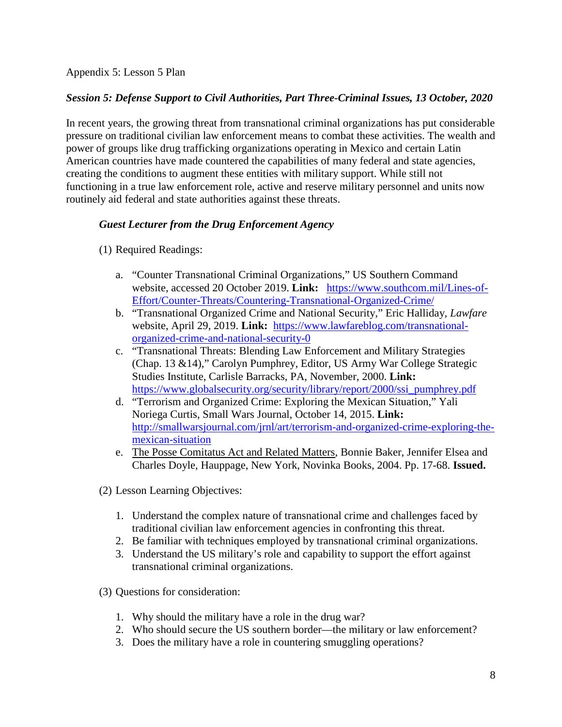Appendix 5: Lesson 5 Plan

***Session 5: Defense Support to Civil Authorities, Part Three-Criminal Issues, 13 October, 2020***

In recent years, the growing threat from transnational criminal organizations has put considerable pressure on traditional civilian law enforcement means to combat these activities. The wealth and power of groups like drug trafficking organizations operating in Mexico and certain Latin American countries have made countered the capabilities of many federal and state agencies, creating the conditions to augment these entities with military support. While still not functioning in a true law enforcement role, active and reserve military personnel and units now routinely aid federal and state authorities against these threats.

***Guest Lecturer from the Drug Enforcement Agency***

(1) Required Readings:

   a. "Counter Transnational Criminal Organizations," US Southern Command website, accessed 20 October 2019. **Link:** https://www.southcom.mil/Lines-of-Effort/Counter-Threats/Countering-Transnational-Organized-Crime/
   b. "Transnational Organized Crime and National Security," Eric Halliday, *Lawfare* website, April 29, 2019. **Link:** https://www.lawfareblog.com/transnational-organized-crime-and-national-security-0
   c. "Transnational Threats: Blending Law Enforcement and Military Strategies (Chap. 13 &14)," Carolyn Pumphrey, Editor, US Army War College Strategic Studies Institute, Carlisle Barracks, PA, November, 2000. **Link:** https://www.globalsecurity.org/security/library/report/2000/ssi_pumphrey.pdf
   d. "Terrorism and Organized Crime: Exploring the Mexican Situation," Yali Noriega Curtis, Small Wars Journal, October 14, 2015. **Link:** http://smallwarsjournal.com/jrnl/art/terrorism-and-organized-crime-exploring-the-mexican-situation
   e. The Posse Comitatus Act and Related Matters, Bonnie Baker, Jennifer Elsea and Charles Doyle, Hauppage, New York, Novinka Books, 2004. Pp. 17-68. **Issued.**

(2) Lesson Learning Objectives:

   1. Understand the complex nature of transnational crime and challenges faced by traditional civilian law enforcement agencies in confronting this threat.
   2. Be familiar with techniques employed by transnational criminal organizations.
   3. Understand the US military's role and capability to support the effort against transnational criminal organizations.

(3) Questions for consideration:

   1. Why should the military have a role in the drug war?
   2. Who should secure the US southern border—the military or law enforcement?
   3. Does the military have a role in countering smuggling operations?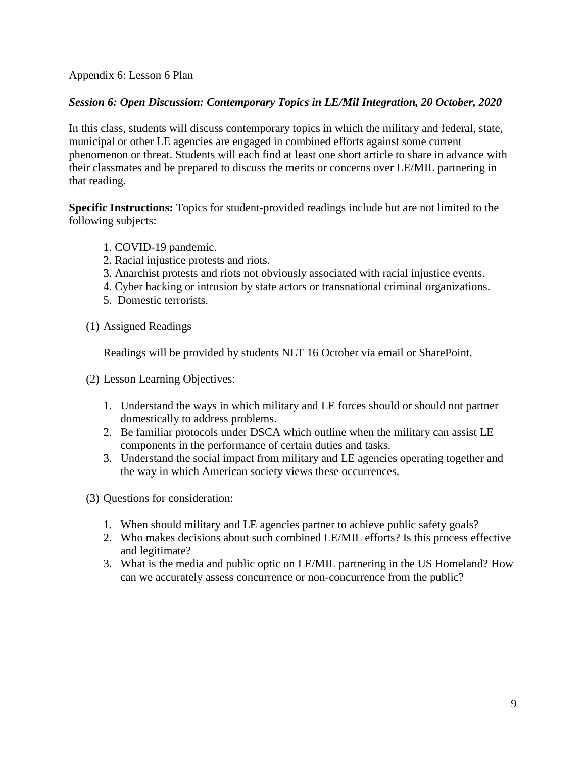Appendix 6: Lesson 6 Plan

***Session 6: Open Discussion: Contemporary Topics in LE/Mil Integration, 20 October, 2020***

In this class, students will discuss contemporary topics in which the military and federal, state, municipal or other LE agencies are engaged in combined efforts against some current phenomenon or threat. Students will each find at least one short article to share in advance with their classmates and be prepared to discuss the merits or concerns over LE/MIL partnering in that reading.

**Specific Instructions:** Topics for student-provided readings include but are not limited to the following subjects:

1. COVID-19 pandemic.
2. Racial injustice protests and riots.
3. Anarchist protests and riots not obviously associated with racial injustice events.
4. Cyber hacking or intrusion by state actors or transnational criminal organizations.
5. Domestic terrorists.

(1) Assigned Readings

Readings will be provided by students NLT 16 October via email or SharePoint.

(2) Lesson Learning Objectives:

1. Understand the ways in which military and LE forces should or should not partner domestically to address problems.
2. Be familiar protocols under DSCA which outline when the military can assist LE components in the performance of certain duties and tasks.
3. Understand the social impact from military and LE agencies operating together and the way in which American society views these occurrences.

(3) Questions for consideration:

1. When should military and LE agencies partner to achieve public safety goals?
2. Who makes decisions about such combined LE/MIL efforts? Is this process effective and legitimate?
3. What is the media and public optic on LE/MIL partnering in the US Homeland? How can we accurately assess concurrence or non-concurrence from the public?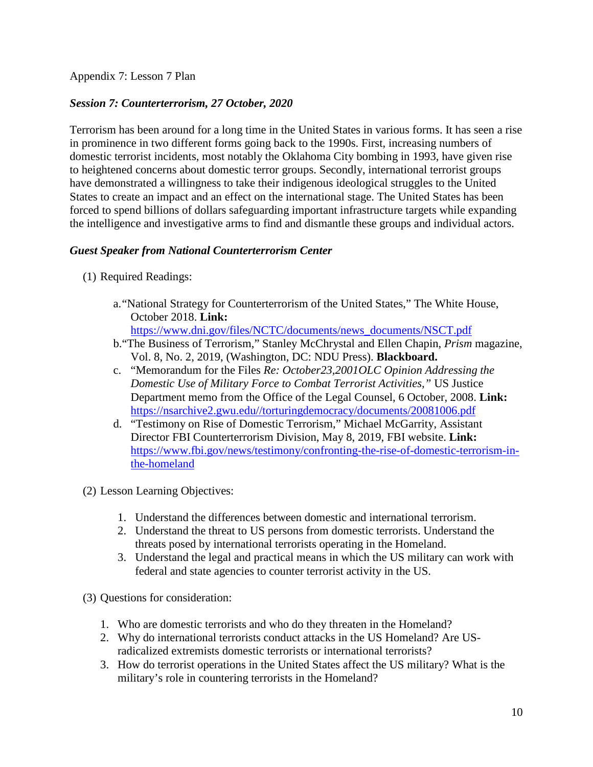Appendix 7: Lesson 7 Plan

***Session 7: Counterterrorism, 27 October, 2020***

Terrorism has been around for a long time in the United States in various forms. It has seen a rise in prominence in two different forms going back to the 1990s. First, increasing numbers of domestic terrorist incidents, most notably the Oklahoma City bombing in 1993, have given rise to heightened concerns about domestic terror groups. Secondly, international terrorist groups have demonstrated a willingness to take their indigenous ideological struggles to the United States to create an impact and an effect on the international stage. The United States has been forced to spend billions of dollars safeguarding important infrastructure targets while expanding the intelligence and investigative arms to find and dismantle these groups and individual actors.

***Guest Speaker from National Counterterrorism Center***

(1) Required Readings:

a. "National Strategy for Counterterrorism of the United States," The White House, October 2018. **Link:** https://www.dni.gov/files/NCTC/documents/news_documents/NSCT.pdf

b. "The Business of Terrorism," Stanley McChrystal and Ellen Chapin, *Prism* magazine, Vol. 8, No. 2, 2019, (Washington, DC: NDU Press). **Blackboard.**

c. "Memorandum for the Files *Re: October23,2001OLC Opinion Addressing the Domestic Use of Military Force to Combat Terrorist Activities,"* US Justice Department memo from the Office of the Legal Counsel, 6 October, 2008. **Link:** https://nsarchive2.gwu.edu//torturingdemocracy/documents/20081006.pdf

d. "Testimony on Rise of Domestic Terrorism," Michael McGarrity, Assistant Director FBI Counterterrorism Division, May 8, 2019, FBI website. **Link:** https://www.fbi.gov/news/testimony/confronting-the-rise-of-domestic-terrorism-in-the-homeland

(2) Lesson Learning Objectives:

1. Understand the differences between domestic and international terrorism.
2. Understand the threat to US persons from domestic terrorists. Understand the threats posed by international terrorists operating in the Homeland.
3. Understand the legal and practical means in which the US military can work with federal and state agencies to counter terrorist activity in the US.

(3) Questions for consideration:

1. Who are domestic terrorists and who do they threaten in the Homeland?
2. Why do international terrorists conduct attacks in the US Homeland? Are US-radicalized extremists domestic terrorists or international terrorists?
3. How do terrorist operations in the United States affect the US military? What is the military's role in countering terrorists in the Homeland?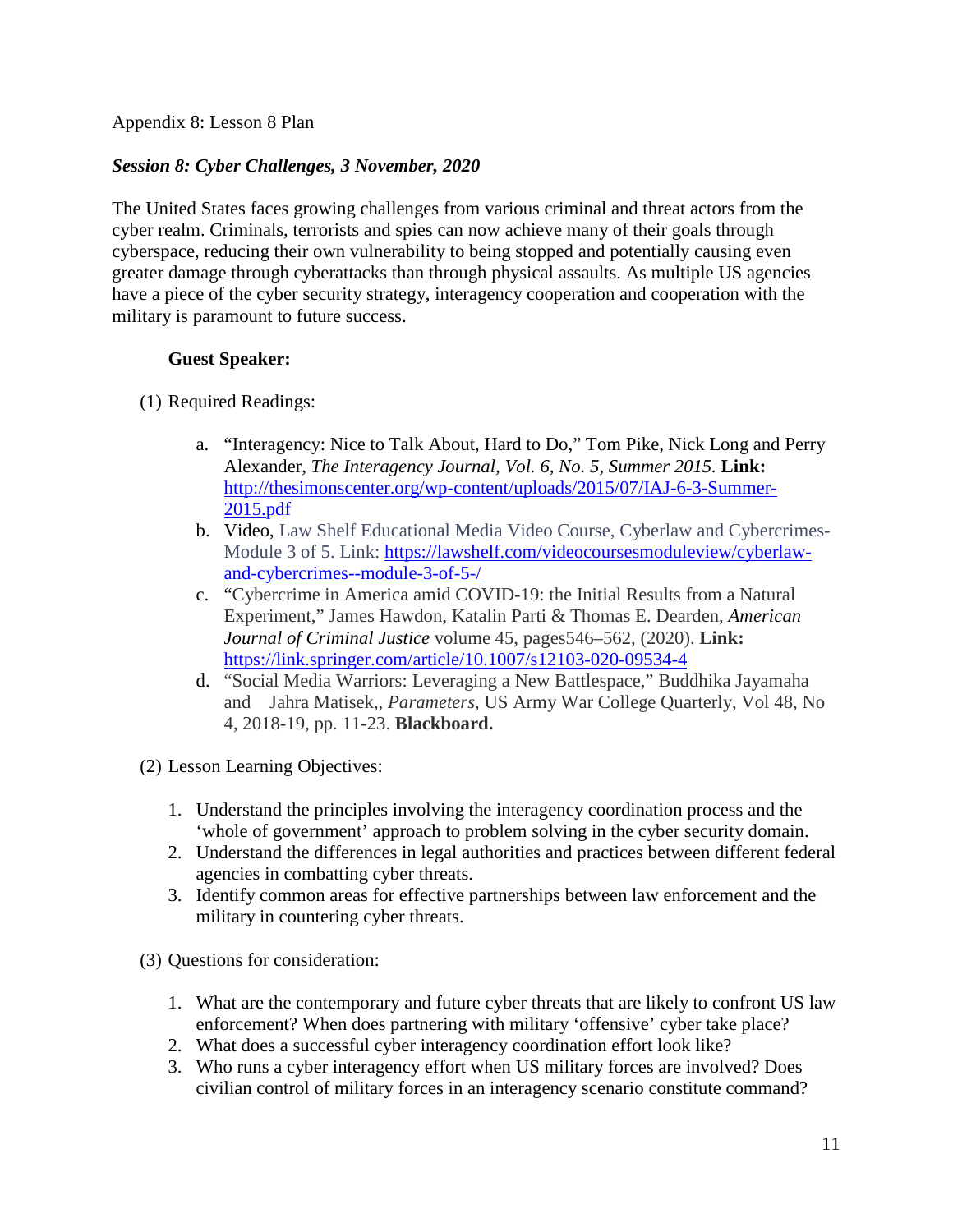Appendix 8: Lesson 8 Plan

***Session 8: Cyber Challenges, 3 November, 2020***

The United States faces growing challenges from various criminal and threat actors from the cyber realm. Criminals, terrorists and spies can now achieve many of their goals through cyberspace, reducing their own vulnerability to being stopped and potentially causing even greater damage through cyberattacks than through physical assaults. As multiple US agencies have a piece of the cyber security strategy, interagency cooperation and cooperation with the military is paramount to future success.

**Guest Speaker:**

(1) Required Readings:

a. "Interagency: Nice to Talk About, Hard to Do," Tom Pike, Nick Long and Perry Alexander, *The Interagency Journal, Vol. 6, No. 5, Summer 2015.* **Link:** http://thesimonscenter.org/wp-content/uploads/2015/07/IAJ-6-3-Summer-2015.pdf
b. Video, Law Shelf Educational Media Video Course, Cyberlaw and Cybercrimes-Module 3 of 5. Link: https://lawshelf.com/videocoursesmoduleview/cyberlaw-and-cybercrimes--module-3-of-5-/
c. "Cybercrime in America amid COVID-19: the Initial Results from a Natural Experiment," James Hawdon, Katalin Parti & Thomas E. Dearden, *American Journal of Criminal Justice* volume 45, pages546–562, (2020). **Link:** https://link.springer.com/article/10.1007/s12103-020-09534-4
d. "Social Media Warriors: Leveraging a New Battlespace," Buddhika Jayamaha and Jahra Matisek,, *Parameters*, US Army War College Quarterly, Vol 48, No 4, 2018-19, pp. 11-23. **Blackboard.**

(2) Lesson Learning Objectives:

1. Understand the principles involving the interagency coordination process and the 'whole of government' approach to problem solving in the cyber security domain.
2. Understand the differences in legal authorities and practices between different federal agencies in combatting cyber threats.
3. Identify common areas for effective partnerships between law enforcement and the military in countering cyber threats.

(3) Questions for consideration:

1. What are the contemporary and future cyber threats that are likely to confront US law enforcement? When does partnering with military 'offensive' cyber take place?
2. What does a successful cyber interagency coordination effort look like?
3. Who runs a cyber interagency effort when US military forces are involved? Does civilian control of military forces in an interagency scenario constitute command?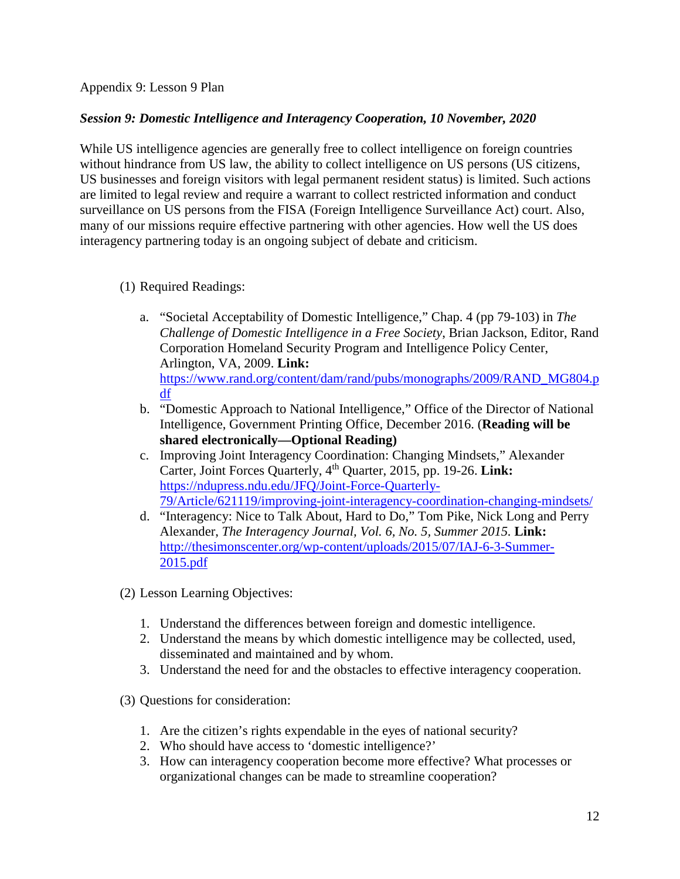Appendix 9: Lesson 9 Plan

***Session 9: Domestic Intelligence and Interagency Cooperation, 10 November, 2020***

While US intelligence agencies are generally free to collect intelligence on foreign countries without hindrance from US law, the ability to collect intelligence on US persons (US citizens, US businesses and foreign visitors with legal permanent resident status) is limited. Such actions are limited to legal review and require a warrant to collect restricted information and conduct surveillance on US persons from the FISA (Foreign Intelligence Surveillance Act) court. Also, many of our missions require effective partnering with other agencies. How well the US does interagency partnering today is an ongoing subject of debate and criticism.

(1) Required Readings:

a. "Societal Acceptability of Domestic Intelligence," Chap. 4 (pp 79-103) in *The Challenge of Domestic Intelligence in a Free Society*, Brian Jackson, Editor, Rand Corporation Homeland Security Program and Intelligence Policy Center, Arlington, VA, 2009. **Link:** https://www.rand.org/content/dam/rand/pubs/monographs/2009/RAND_MG804.pdf

b. "Domestic Approach to National Intelligence," Office of the Director of National Intelligence, Government Printing Office, December 2016. (**Reading will be shared electronically—Optional Reading)**

c. Improving Joint Interagency Coordination: Changing Mindsets," Alexander Carter, Joint Forces Quarterly, 4th Quarter, 2015, pp. 19-26. **Link:** https://ndupress.ndu.edu/JFQ/Joint-Force-Quarterly-79/Article/621119/improving-joint-interagency-coordination-changing-mindsets/

d. "Interagency: Nice to Talk About, Hard to Do," Tom Pike, Nick Long and Perry Alexander, *The Interagency Journal, Vol. 6, No. 5, Summer 2015.* **Link:** http://thesimonscenter.org/wp-content/uploads/2015/07/IAJ-6-3-Summer-2015.pdf

(2) Lesson Learning Objectives:

1. Understand the differences between foreign and domestic intelligence.
2. Understand the means by which domestic intelligence may be collected, used, disseminated and maintained and by whom.
3. Understand the need for and the obstacles to effective interagency cooperation.

(3) Questions for consideration:

1. Are the citizen's rights expendable in the eyes of national security?
2. Who should have access to 'domestic intelligence?'
3. How can interagency cooperation become more effective? What processes or organizational changes can be made to streamline cooperation?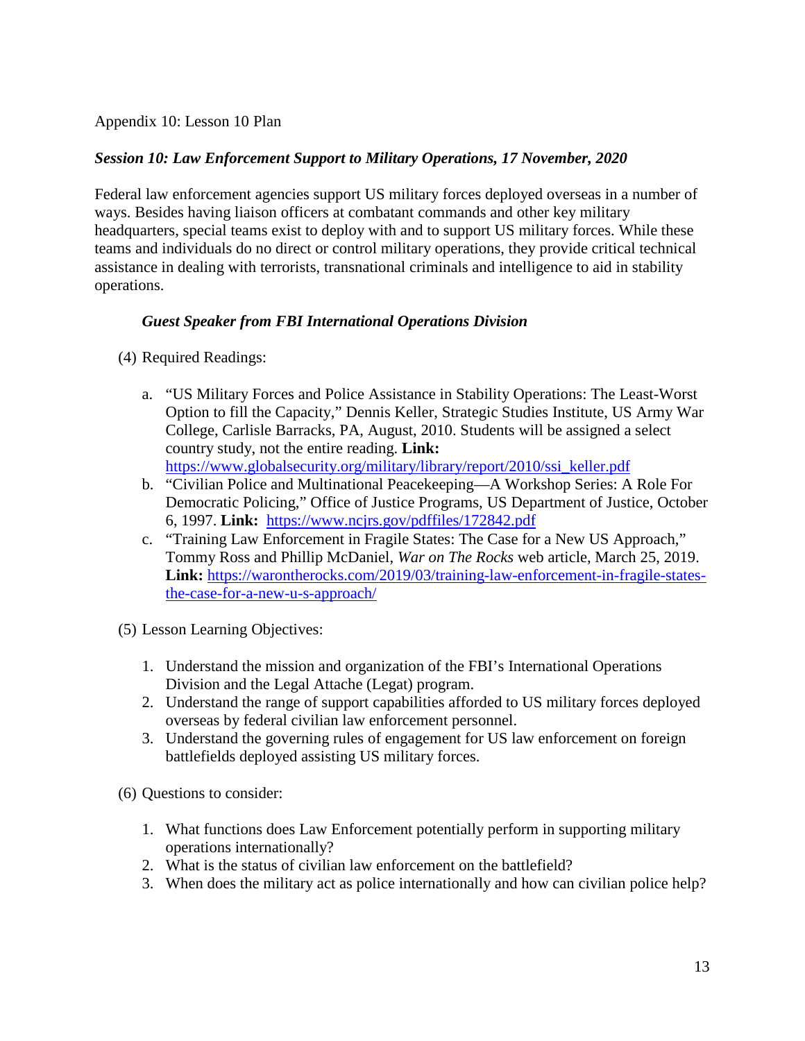Appendix 10: Lesson 10 Plan

***Session 10: Law Enforcement Support to Military Operations, 17 November, 2020***

Federal law enforcement agencies support US military forces deployed overseas in a number of ways. Besides having liaison officers at combatant commands and other key military headquarters, special teams exist to deploy with and to support US military forces. While these teams and individuals do no direct or control military operations, they provide critical technical assistance in dealing with terrorists, transnational criminals and intelligence to aid in stability operations.

***Guest Speaker from FBI International Operations Division***

(4) Required Readings:

a. "US Military Forces and Police Assistance in Stability Operations: The Least-Worst Option to fill the Capacity," Dennis Keller, Strategic Studies Institute, US Army War College, Carlisle Barracks, PA, August, 2010. Students will be assigned a select country study, not the entire reading. **Link:** https://www.globalsecurity.org/military/library/report/2010/ssi_keller.pdf
b. "Civilian Police and Multinational Peacekeeping—A Workshop Series: A Role For Democratic Policing," Office of Justice Programs, US Department of Justice, October 6, 1997. **Link:** https://www.ncjrs.gov/pdffiles/172842.pdf
c. "Training Law Enforcement in Fragile States: The Case for a New US Approach," Tommy Ross and Phillip McDaniel, *War on The Rocks* web article, March 25, 2019. **Link:** https://warontherocks.com/2019/03/training-law-enforcement-in-fragile-states-the-case-for-a-new-u-s-approach/

(5) Lesson Learning Objectives:

1. Understand the mission and organization of the FBI's International Operations Division and the Legal Attache (Legat) program.
2. Understand the range of support capabilities afforded to US military forces deployed overseas by federal civilian law enforcement personnel.
3. Understand the governing rules of engagement for US law enforcement on foreign battlefields deployed assisting US military forces.

(6) Questions to consider:

1. What functions does Law Enforcement potentially perform in supporting military operations internationally?
2. What is the status of civilian law enforcement on the battlefield?
3. When does the military act as police internationally and how can civilian police help?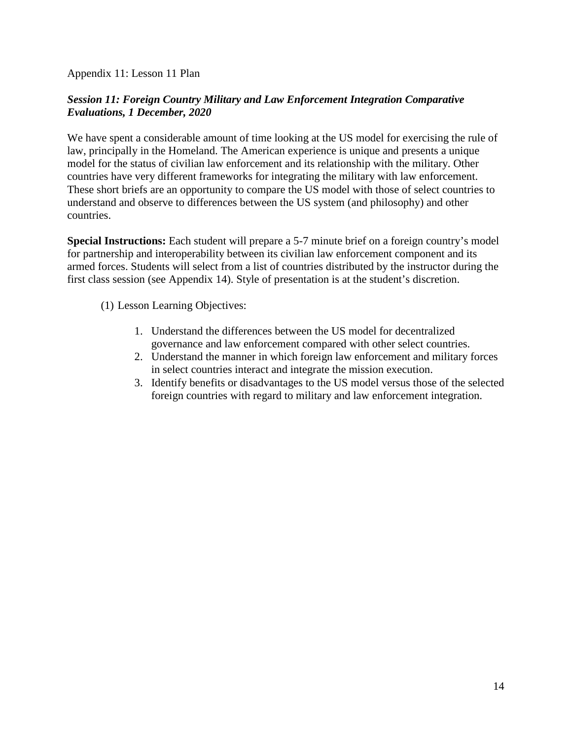Appendix 11: Lesson 11 Plan

***Session 11: Foreign Country Military and Law Enforcement Integration Comparative Evaluations, 1 December, 2020***

We have spent a considerable amount of time looking at the US model for exercising the rule of law, principally in the Homeland. The American experience is unique and presents a unique model for the status of civilian law enforcement and its relationship with the military. Other countries have very different frameworks for integrating the military with law enforcement. These short briefs are an opportunity to compare the US model with those of select countries to understand and observe to differences between the US system (and philosophy) and other countries.

**Special Instructions:** Each student will prepare a 5-7 minute brief on a foreign country's model for partnership and interoperability between its civilian law enforcement component and its armed forces. Students will select from a list of countries distributed by the instructor during the first class session (see Appendix 14). Style of presentation is at the student's discretion.

(1) Lesson Learning Objectives:

1. Understand the differences between the US model for decentralized governance and law enforcement compared with other select countries.
2. Understand the manner in which foreign law enforcement and military forces in select countries interact and integrate the mission execution.
3. Identify benefits or disadvantages to the US model versus those of the selected foreign countries with regard to military and law enforcement integration.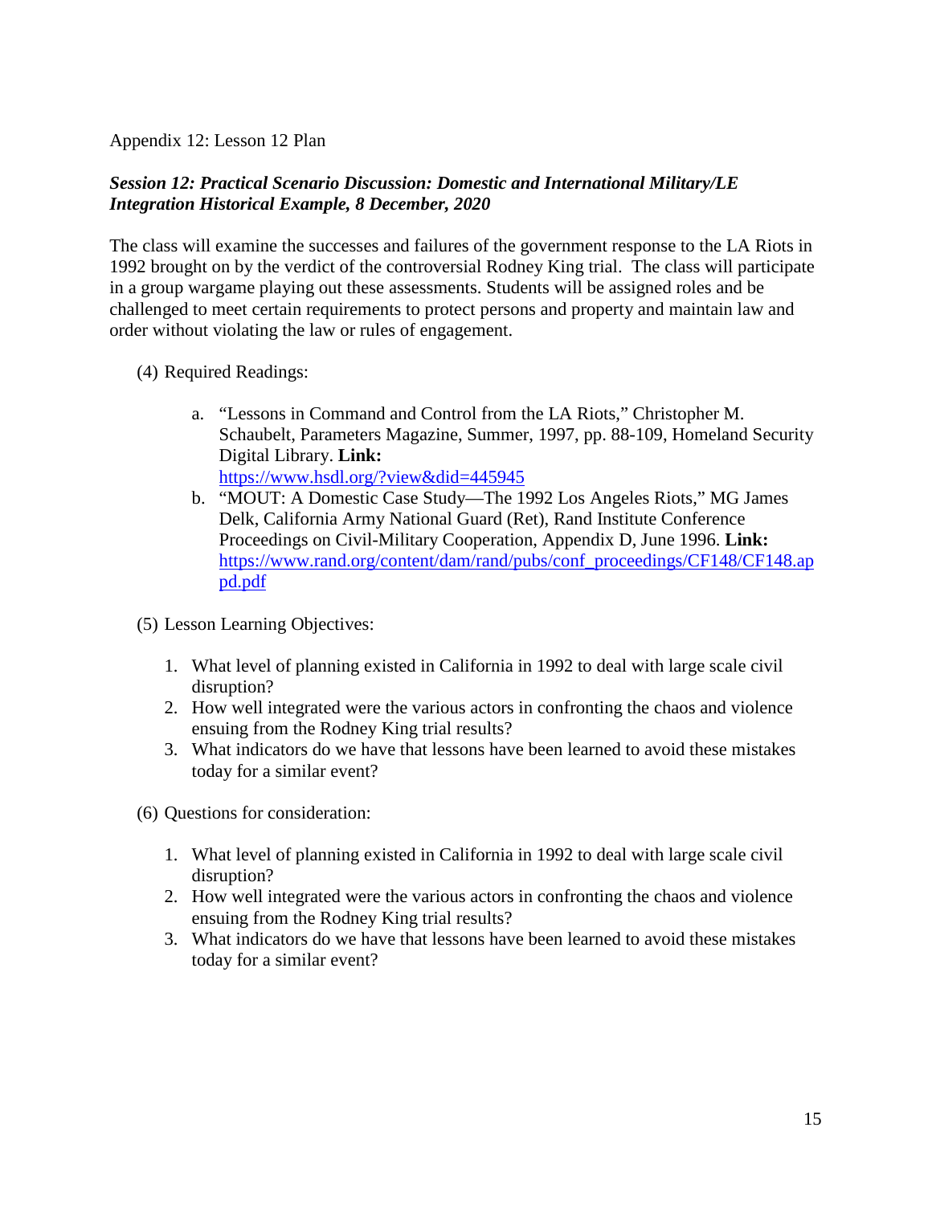Appendix 12: Lesson 12 Plan

***Session 12: Practical Scenario Discussion: Domestic and International Military/LE Integration Historical Example, 8 December, 2020***

The class will examine the successes and failures of the government response to the LA Riots in 1992 brought on by the verdict of the controversial Rodney King trial. The class will participate in a group wargame playing out these assessments. Students will be assigned roles and be challenged to meet certain requirements to protect persons and property and maintain law and order without violating the law or rules of engagement.

(4) Required Readings:

a. "Lessons in Command and Control from the LA Riots," Christopher M. Schaubelt, Parameters Magazine, Summer, 1997, pp. 88-109, Homeland Security Digital Library. **Link:** https://www.hsdl.org/?view&did=445945
b. "MOUT: A Domestic Case Study—The 1992 Los Angeles Riots," MG James Delk, California Army National Guard (Ret), Rand Institute Conference Proceedings on Civil-Military Cooperation, Appendix D, June 1996. **Link:** https://www.rand.org/content/dam/rand/pubs/conf_proceedings/CF148/CF148.appd.pdf

(5) Lesson Learning Objectives:

1. What level of planning existed in California in 1992 to deal with large scale civil disruption?
2. How well integrated were the various actors in confronting the chaos and violence ensuing from the Rodney King trial results?
3. What indicators do we have that lessons have been learned to avoid these mistakes today for a similar event?

(6) Questions for consideration:

1. What level of planning existed in California in 1992 to deal with large scale civil disruption?
2. How well integrated were the various actors in confronting the chaos and violence ensuing from the Rodney King trial results?
3. What indicators do we have that lessons have been learned to avoid these mistakes today for a similar event?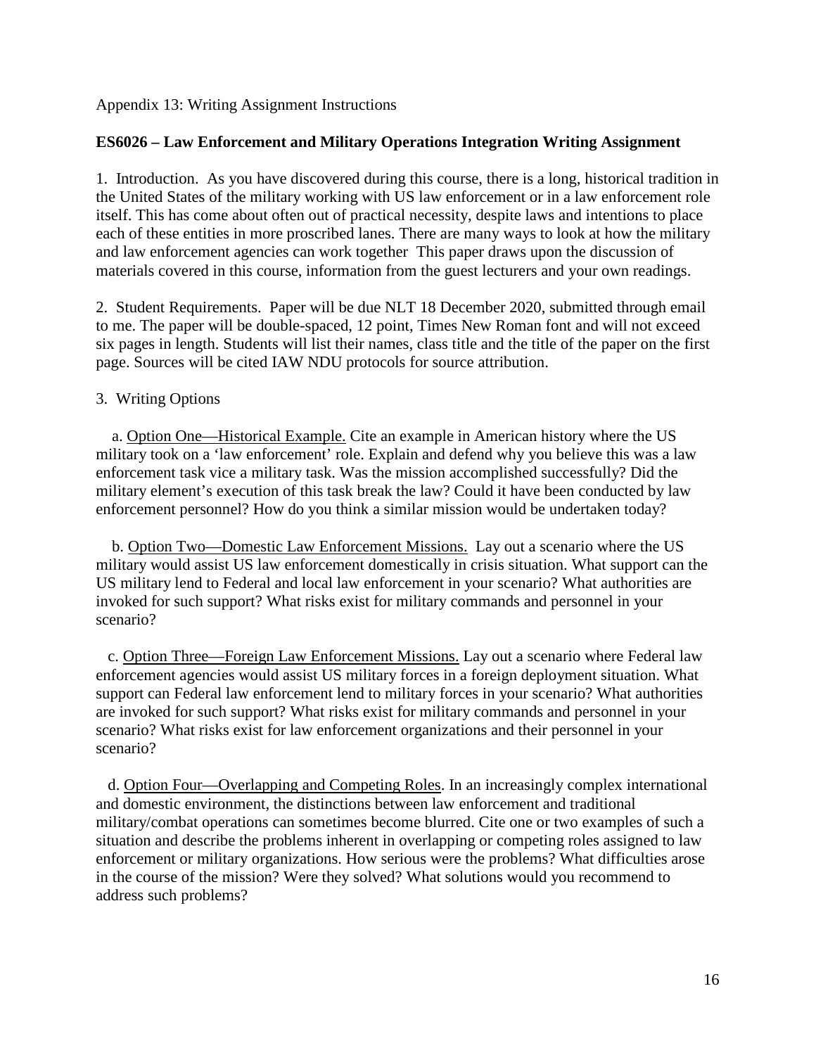Appendix 13: Writing Assignment Instructions

**ES6026 – Law Enforcement and Military Operations Integration Writing Assignment**

1. Introduction. As you have discovered during this course, there is a long, historical tradition in the United States of the military working with US law enforcement or in a law enforcement role itself. This has come about often out of practical necessity, despite laws and intentions to place each of these entities in more proscribed lanes. There are many ways to look at how the military and law enforcement agencies can work together This paper draws upon the discussion of materials covered in this course, information from the guest lecturers and your own readings.

2. Student Requirements. Paper will be due NLT 18 December 2020, submitted through email to me. The paper will be double-spaced, 12 point, Times New Roman font and will not exceed six pages in length. Students will list their names, class title and the title of the paper on the first page. Sources will be cited IAW NDU protocols for source attribution.

3. Writing Options

a. Option One—Historical Example. Cite an example in American history where the US military took on a 'law enforcement' role. Explain and defend why you believe this was a law enforcement task vice a military task. Was the mission accomplished successfully? Did the military element's execution of this task break the law? Could it have been conducted by law enforcement personnel? How do you think a similar mission would be undertaken today?

b. Option Two—Domestic Law Enforcement Missions. Lay out a scenario where the US military would assist US law enforcement domestically in crisis situation. What support can the US military lend to Federal and local law enforcement in your scenario? What authorities are invoked for such support? What risks exist for military commands and personnel in your scenario?

c. Option Three—Foreign Law Enforcement Missions. Lay out a scenario where Federal law enforcement agencies would assist US military forces in a foreign deployment situation. What support can Federal law enforcement lend to military forces in your scenario? What authorities are invoked for such support? What risks exist for military commands and personnel in your scenario? What risks exist for law enforcement organizations and their personnel in your scenario?

d. Option Four—Overlapping and Competing Roles. In an increasingly complex international and domestic environment, the distinctions between law enforcement and traditional military/combat operations can sometimes become blurred. Cite one or two examples of such a situation and describe the problems inherent in overlapping or competing roles assigned to law enforcement or military organizations. How serious were the problems? What difficulties arose in the course of the mission? Were they solved? What solutions would you recommend to address such problems?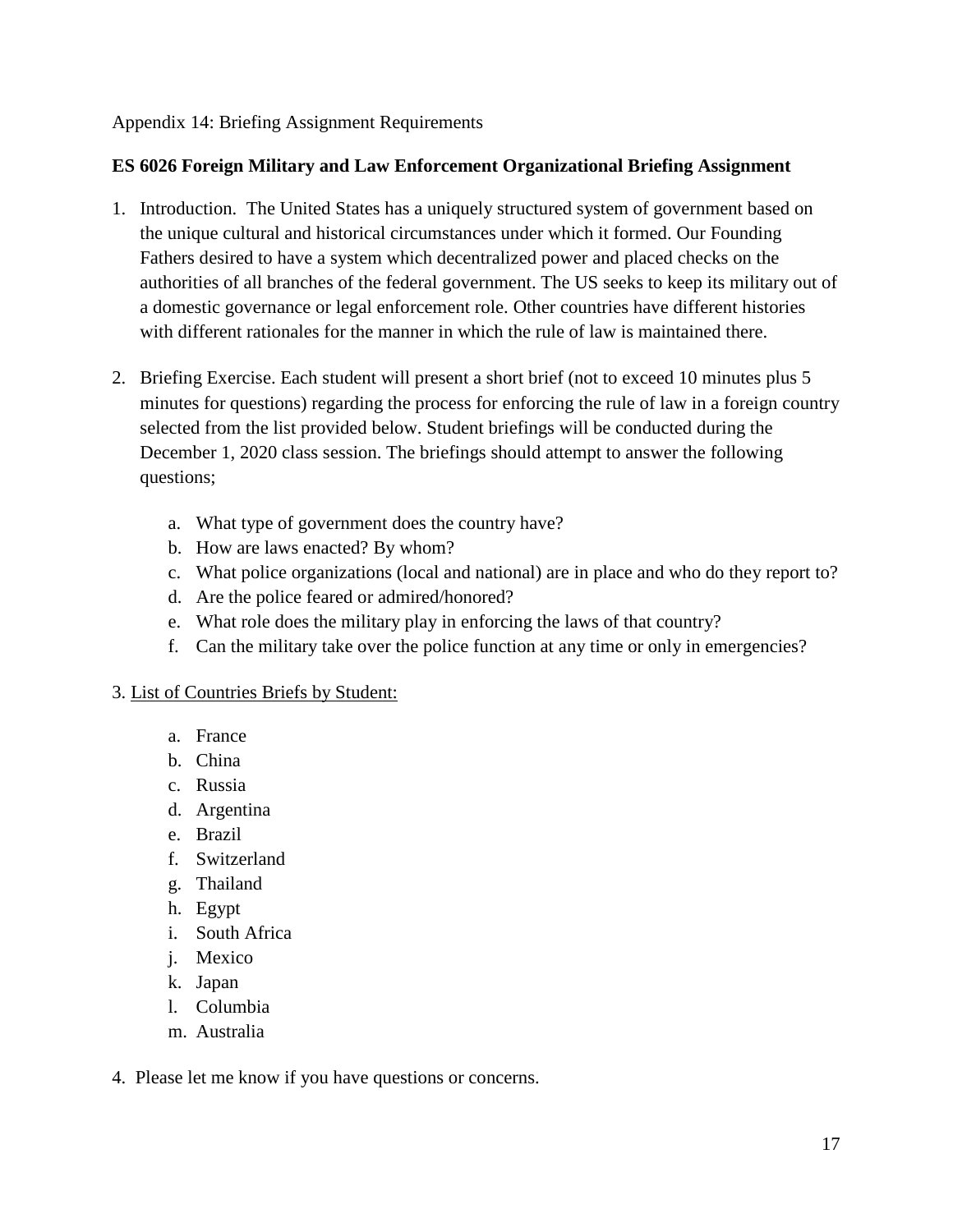Appendix 14: Briefing Assignment Requirements

**ES 6026 Foreign Military and Law Enforcement Organizational Briefing Assignment**

1. Introduction. The United States has a uniquely structured system of government based on the unique cultural and historical circumstances under which it formed. Our Founding Fathers desired to have a system which decentralized power and placed checks on the authorities of all branches of the federal government. The US seeks to keep its military out of a domestic governance or legal enforcement role. Other countries have different histories with different rationales for the manner in which the rule of law is maintained there.

2. Briefing Exercise. Each student will present a short brief (not to exceed 10 minutes plus 5 minutes for questions) regarding the process for enforcing the rule of law in a foreign country selected from the list provided below. Student briefings will be conducted during the December 1, 2020 class session. The briefings should attempt to answer the following questions;

   a. What type of government does the country have?
   b. How are laws enacted? By whom?
   c. What police organizations (local and national) are in place and who do they report to?
   d. Are the police feared or admired/honored?
   e. What role does the military play in enforcing the laws of that country?
   f. Can the military take over the police function at any time or only in emergencies?

3. <u>List of Countries Briefs by Student:</u>

   a. France
   b. China
   c. Russia
   d. Argentina
   e. Brazil
   f. Switzerland
   g. Thailand
   h. Egypt
   i. South Africa
   j. Mexico
   k. Japan
   l. Columbia
   m. Australia

4. Please let me know if you have questions or concerns.